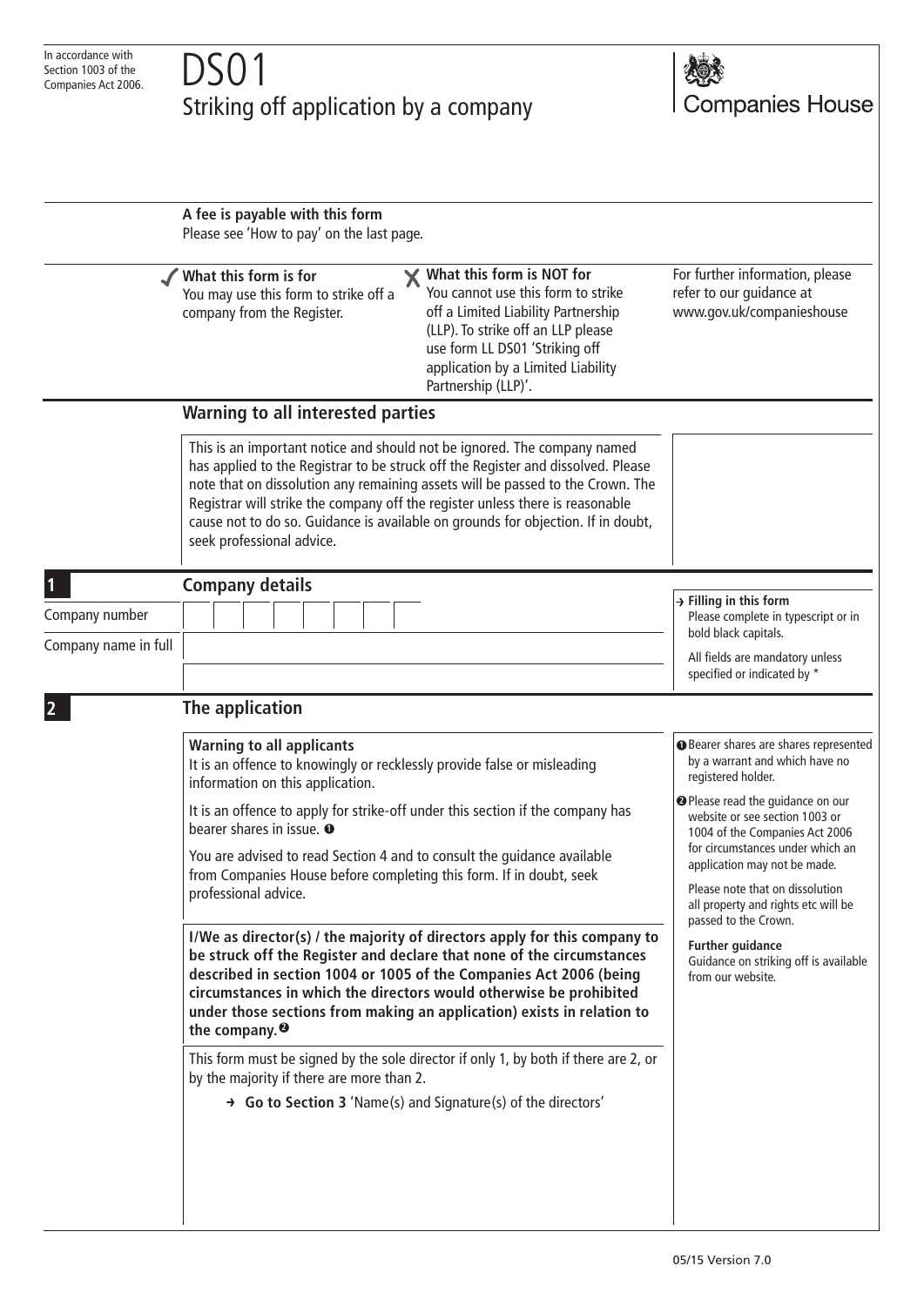In accordance with Section 1003 of the Companies Act 2006.

# DS01
## Striking off application by a company

Companies House

**A fee is payable with this form**
Please see 'How to pay' on the last page.

✓ **What this form is for**
You may use this form to strike off a company from the Register.

✗ **What this form is NOT for**
You cannot use this form to strike off a Limited Liability Partnership (LLP). To strike off an LLP please use form LL DS01 'Striking off application by a Limited Liability Partnership (LLP)'.

For further information, please refer to our guidance at www.gov.uk/companieshouse

## Warning to all interested parties

This is an important notice and should not be ignored. The company named has applied to the Registrar to be struck off the Register and dissolved. Please note that on dissolution any remaining assets will be passed to the Crown. The Registrar will strike the company off the register unless there is reasonable cause not to do so. Guidance is available on grounds for objection. If in doubt, seek professional advice.

## 1 Company details

Company number

Company name in full

→ **Filling in this form**
Please complete in typescript or in bold black capitals.

All fields are mandatory unless specified or indicated by *

## 2 The application

**Warning to all applicants**
It is an offence to knowingly or recklessly provide false or misleading information on this application.

It is an offence to apply for strike-off under this section if the company has bearer shares in issue. [1]

You are advised to read Section 4 and to consult the guidance available from Companies House before completing this form. If in doubt, seek professional advice.

**I/We as director(s) / the majority of directors apply for this company to be struck off the Register and declare that none of the circumstances described in section 1004 or 1005 of the Companies Act 2006 (being circumstances in which the directors would otherwise be prohibited under those sections from making an application) exists in relation to the company.** [2]

This form must be signed by the sole director if only 1, by both if there are 2, or by the majority if there are more than 2.

→ **Go to Section 3** 'Name(s) and Signature(s) of the directors'

[1] Bearer shares are shares represented by a warrant and which have no registered holder.

[2] Please read the guidance on our website or see section 1003 or 1004 of the Companies Act 2006 for circumstances under which an application may not be made.

Please note that on dissolution all property and rights etc will be passed to the Crown.

**Further guidance**
Guidance on striking off is available from our website.

05/15 Version 7.0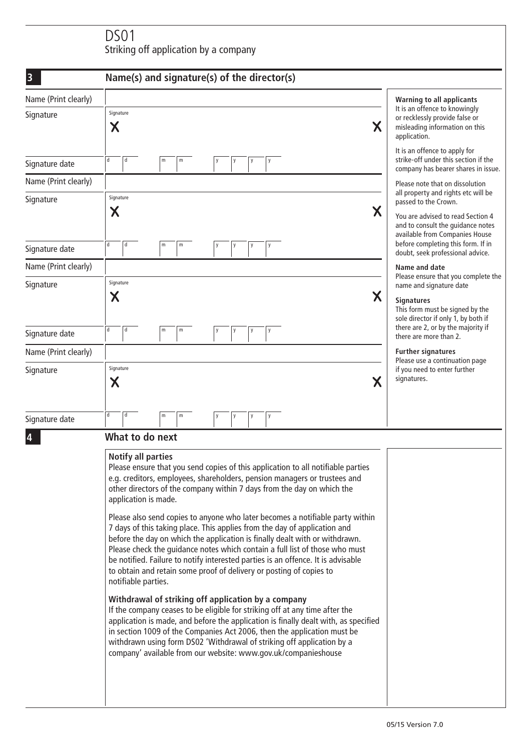# DS01
Striking off application by a company

## 3 Name(s) and signature(s) of the director(s)

Name (Print clearly)

Signature — Signature X X

Signature date — d d m m y y y y

Name (Print clearly)

Signature — Signature X X

Signature date — d d m m y y y y

Name (Print clearly)

Signature — Signature X X

Signature date — d d m m y y y y

Name (Print clearly)

Signature — Signature X X

Signature date — d d m m y y y y

**Warning to all applicants**
It is an offence to knowingly or recklessly provide false or misleading information on this application.

It is an offence to apply for strike-off under this section if the company has bearer shares in issue.

Please note that on dissolution all property and rights etc will be passed to the Crown.

You are advised to read Section 4 and to consult the guidance notes available from Companies House before completing this form. If in doubt, seek professional advice.

**Name and date**
Please ensure that you complete the name and signature date

**Signatures**
This form must be signed by the sole director if only 1, by both if there are 2, or by the majority if there are more than 2.

**Further signatures**
Please use a continuation page if you need to enter further signatures.

## 4 What to do next

**Notify all parties**
Please ensure that you send copies of this application to all notifiable parties e.g. creditors, employees, shareholders, pension managers or trustees and other directors of the company within 7 days from the day on which the application is made.

Please also send copies to anyone who later becomes a notifiable party within 7 days of this taking place. This applies from the day of application and before the day on which the application is finally dealt with or withdrawn. Please check the guidance notes which contain a full list of those who must be notified. Failure to notify interested parties is an offence. It is advisable to obtain and retain some proof of delivery or posting of copies to notifiable parties.

**Withdrawal of striking off application by a company**
If the company ceases to be eligible for striking off at any time after the application is made, and before the application is finally dealt with, as specified in section 1009 of the Companies Act 2006, then the application must be withdrawn using form DS02 'Withdrawal of striking off application by a company' available from our website: www.gov.uk/companieshouse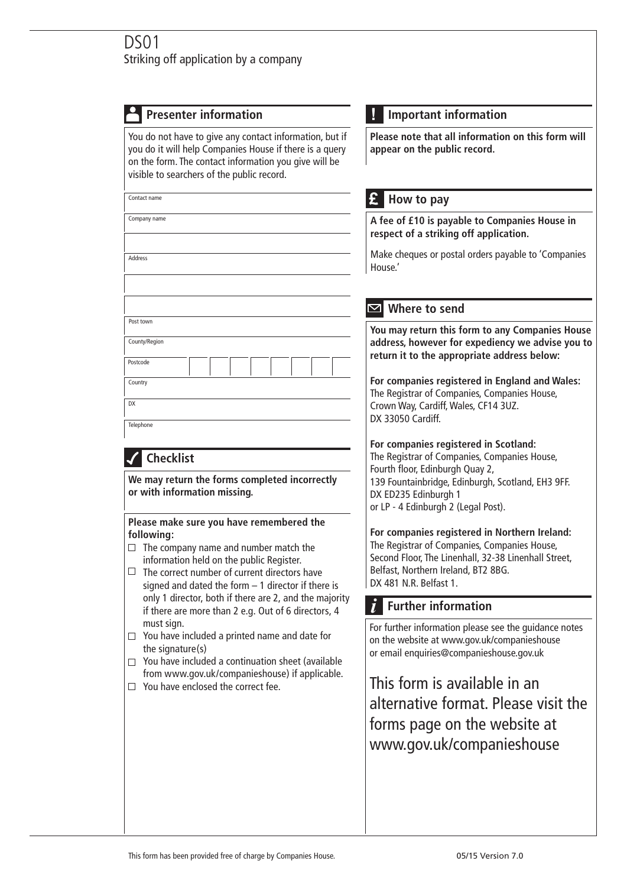# DS01
Striking off application by a company

## Presenter information

You do not have to give any contact information, but if you do it will help Companies House if there is a query on the form. The contact information you give will be visible to searchers of the public record.

Contact name

Company name

Address

Post town

County/Region

Postcode

Country

DX

Telephone

## Checklist

**We may return the forms completed incorrectly or with information missing.**

**Please make sure you have remembered the following:**

- ☐ The company name and number match the information held on the public Register.
- ☐ The correct number of current directors have signed and dated the form – 1 director if there is only 1 director, both if there are 2, and the majority if there are more than 2 e.g. Out of 6 directors, 4 must sign.
- ☐ You have included a printed name and date for the signature(s)
- ☐ You have included a continuation sheet (available from www.gov.uk/companieshouse) if applicable.
- ☐ You have enclosed the correct fee.

## Important information

**Please note that all information on this form will appear on the public record.**

## How to pay

**A fee of £10 is payable to Companies House in respect of a striking off application.**

Make cheques or postal orders payable to 'Companies House.'

## Where to send

**You may return this form to any Companies House address, however for expediency we advise you to return it to the appropriate address below:**

**For companies registered in England and Wales:**
The Registrar of Companies, Companies House,
Crown Way, Cardiff, Wales, CF14 3UZ.
DX 33050 Cardiff.

**For companies registered in Scotland:**
The Registrar of Companies, Companies House,
Fourth floor, Edinburgh Quay 2,
139 Fountainbridge, Edinburgh, Scotland, EH3 9FF.
DX ED235 Edinburgh 1
or LP - 4 Edinburgh 2 (Legal Post).

**For companies registered in Northern Ireland:**
The Registrar of Companies, Companies House,
Second Floor, The Linenhall, 32-38 Linenhall Street,
Belfast, Northern Ireland, BT2 8BG.
DX 481 N.R. Belfast 1.

## Further information

For further information please see the guidance notes on the website at www.gov.uk/companieshouse or email enquiries@companieshouse.gov.uk

This form is available in an alternative format. Please visit the forms page on the website at www.gov.uk/companieshouse

This form has been provided free of charge by Companies House. 05/15 Version 7.0